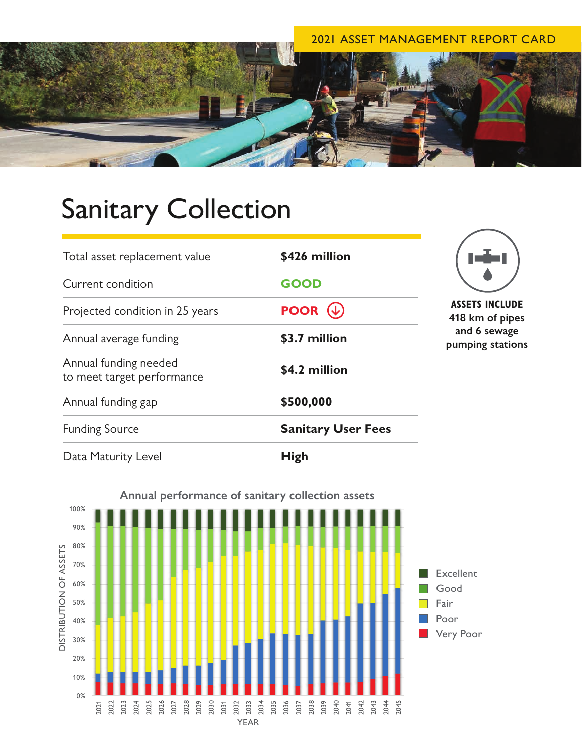2021 ASSET MANAGEMENT REPORT CARD

# Sanitary Collection

| | |
|---|---|
| Total asset replacement value | **$426 million** |
| Current condition | **GOOD** |
| Projected condition in 25 years | **POOR** ↓ |
| Annual average funding | **$3.7 million** |
| Annual funding needed to meet target performance | **$4.2 million** |
| Annual funding gap | **$500,000** |
| Funding Source | **Sanitary User Fees** |
| Data Maturity Level | **High** |

**ASSETS INCLUDE**
**418 km of pipes and 6 sewage pumping stations**

**Annual performance of sanitary collection assets**

DISTRIBUTION OF ASSETS (0%–100%) by YEAR (2021–2045)

Legend: Excellent, Good, Fair, Poor, Very Poor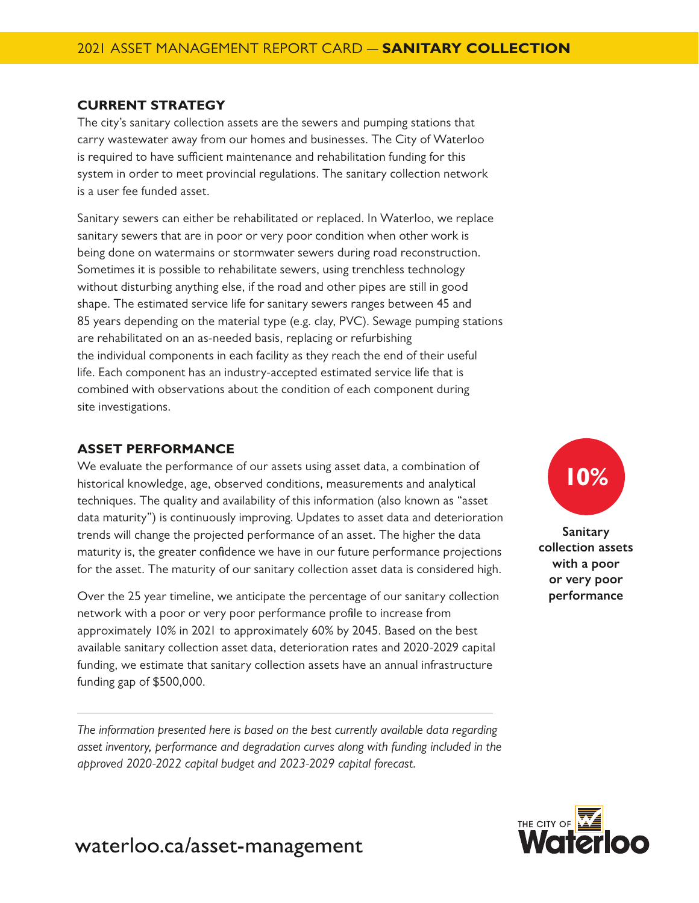# 2021 ASSET MANAGEMENT REPORT CARD — **SANITARY COLLECTION**

## CURRENT STRATEGY

The city's sanitary collection assets are the sewers and pumping stations that carry wastewater away from our homes and businesses. The City of Waterloo is required to have sufficient maintenance and rehabilitation funding for this system in order to meet provincial regulations. The sanitary collection network is a user fee funded asset.

Sanitary sewers can either be rehabilitated or replaced. In Waterloo, we replace sanitary sewers that are in poor or very poor condition when other work is being done on watermains or stormwater sewers during road reconstruction. Sometimes it is possible to rehabilitate sewers, using trenchless technology without disturbing anything else, if the road and other pipes are still in good shape. The estimated service life for sanitary sewers ranges between 45 and 85 years depending on the material type (e.g. clay, PVC). Sewage pumping stations are rehabilitated on an as-needed basis, replacing or refurbishing the individual components in each facility as they reach the end of their useful life. Each component has an industry-accepted estimated service life that is combined with observations about the condition of each component during site investigations.

## ASSET PERFORMANCE

We evaluate the performance of our assets using asset data, a combination of historical knowledge, age, observed conditions, measurements and analytical techniques. The quality and availability of this information (also known as "asset data maturity") is continuously improving. Updates to asset data and deterioration trends will change the projected performance of an asset. The higher the data maturity is, the greater confidence we have in our future performance projections for the asset. The maturity of our sanitary collection asset data is considered high.

Over the 25 year timeline, we anticipate the percentage of our sanitary collection network with a poor or very poor performance profile to increase from approximately 10% in 2021 to approximately 60% by 2045. Based on the best available sanitary collection asset data, deterioration rates and 2020-2029 capital funding, we estimate that sanitary collection assets have an annual infrastructure funding gap of $500,000.

**10%**

**Sanitary collection assets with a poor or very poor performance**

---

*The information presented here is based on the best currently available data regarding asset inventory, performance and degradation curves along with funding included in the approved 2020-2022 capital budget and 2023-2029 capital forecast.*

waterloo.ca/asset-management

THE CITY OF Waterloo